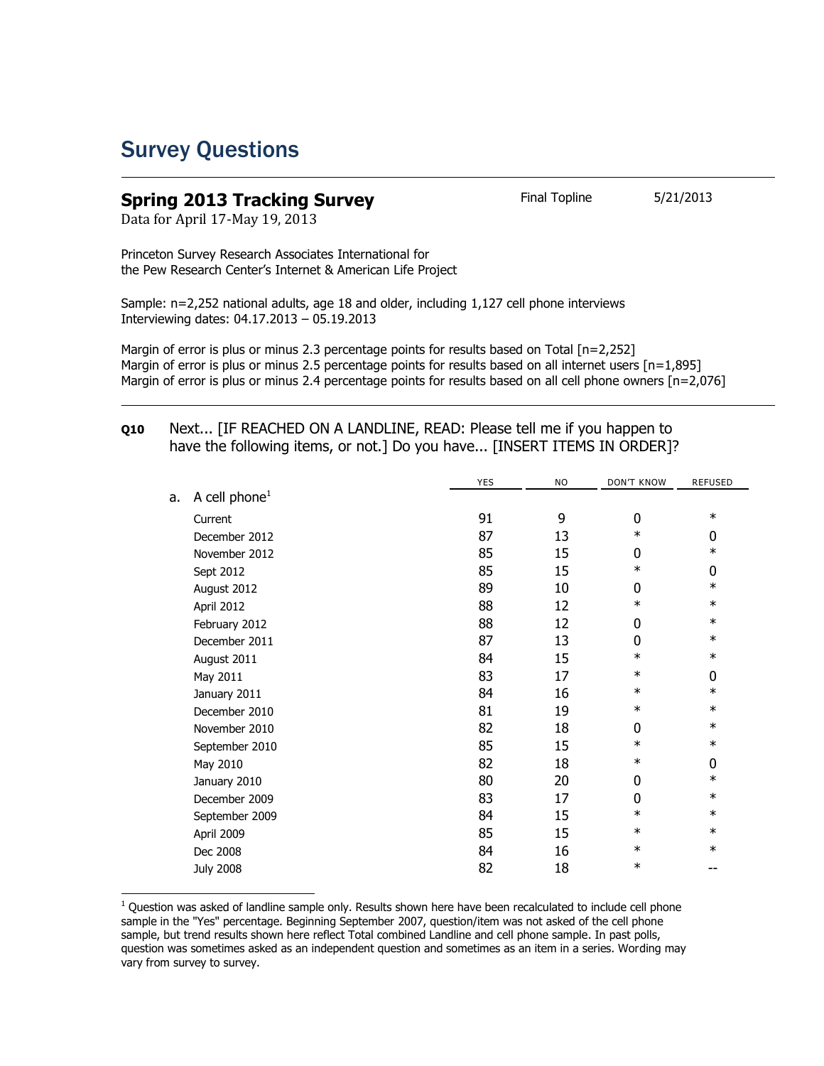# Survey Questions

## Spring 2013 Tracking Survey

Final Topline 5/21/2013

Data for April 17-May 19, 2013

Princeton Survey Research Associates International for
the Pew Research Center's Internet & American Life Project

Sample: n=2,252 national adults, age 18 and older, including 1,127 cell phone interviews
Interviewing dates: 04.17.2013 – 05.19.2013

Margin of error is plus or minus 2.3 percentage points for results based on Total [n=2,252]
Margin of error is plus or minus 2.5 percentage points for results based on all internet users [n=1,895]
Margin of error is plus or minus 2.4 percentage points for results based on all cell phone owners [n=2,076]

**Q10** Next... [IF REACHED ON A LANDLINE, READ: Please tell me if you happen to have the following items, or not.] Do you have... [INSERT ITEMS IN ORDER]?

| | YES | NO | DON'T KNOW | REFUSED |
|---|---|---|---|---|
| a. A cell phone[1] | | | | |
| Current | 91 | 9 | 0 | * |
| December 2012 | 87 | 13 | * | 0 |
| November 2012 | 85 | 15 | 0 | * |
| Sept 2012 | 85 | 15 | * | 0 |
| August 2012 | 89 | 10 | 0 | * |
| April 2012 | 88 | 12 | * | * |
| February 2012 | 88 | 12 | 0 | * |
| December 2011 | 87 | 13 | 0 | * |
| August 2011 | 84 | 15 | * | * |
| May 2011 | 83 | 17 | * | 0 |
| January 2011 | 84 | 16 | * | * |
| December 2010 | 81 | 19 | * | * |
| November 2010 | 82 | 18 | 0 | * |
| September 2010 | 85 | 15 | * | * |
| May 2010 | 82 | 18 | * | 0 |
| January 2010 | 80 | 20 | 0 | * |
| December 2009 | 83 | 17 | 0 | * |
| September 2009 | 84 | 15 | * | * |
| April 2009 | 85 | 15 | * | * |
| Dec 2008 | 84 | 16 | * | * |
| July 2008 | 82 | 18 | * | -- |

[1] Question was asked of landline sample only. Results shown here have been recalculated to include cell phone sample in the "Yes" percentage. Beginning September 2007, question/item was not asked of the cell phone sample, but trend results shown here reflect Total combined Landline and cell phone sample. In past polls, question was sometimes asked as an independent question and sometimes as an item in a series. Wording may vary from survey to survey.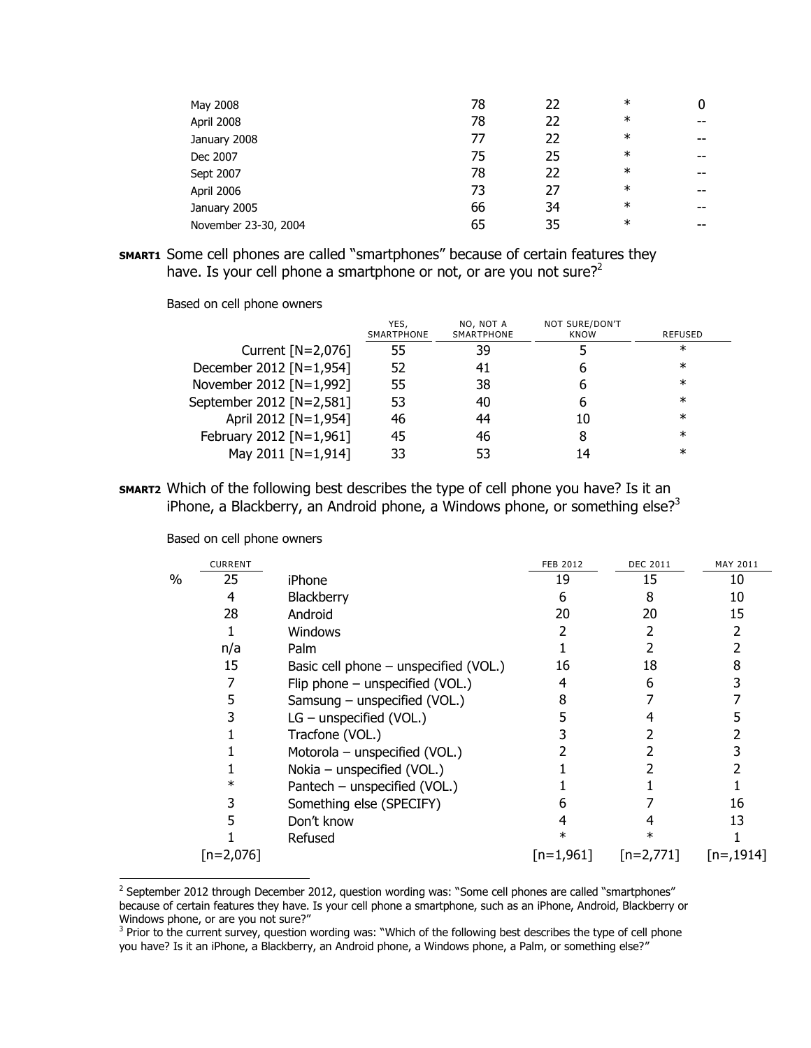| | | | | |
|---|---|---|---|---|
| May 2008 | 78 | 22 | * | 0 |
| April 2008 | 78 | 22 | * | -- |
| January 2008 | 77 | 22 | * | -- |
| Dec 2007 | 75 | 25 | * | -- |
| Sept 2007 | 78 | 22 | * | -- |
| April 2006 | 73 | 27 | * | -- |
| January 2005 | 66 | 34 | * | -- |
| November 23-30, 2004 | 65 | 35 | * | -- |

**SMART1** Some cell phones are called "smartphones" because of certain features they have. Is your cell phone a smartphone or not, or are you not sure?[2]

Based on cell phone owners

| | YES, SMARTPHONE | NO, NOT A SMARTPHONE | NOT SURE/DON'T KNOW | REFUSED |
|---|---|---|---|---|
| Current [N=2,076] | 55 | 39 | 5 | * |
| December 2012 [N=1,954] | 52 | 41 | 6 | * |
| November 2012 [N=1,992] | 55 | 38 | 6 | * |
| September 2012 [N=2,581] | 53 | 40 | 6 | * |
| April 2012 [N=1,954] | 46 | 44 | 10 | * |
| February 2012 [N=1,961] | 45 | 46 | 8 | * |
| May 2011 [N=1,914] | 33 | 53 | 14 | * |

**SMART2** Which of the following best describes the type of cell phone you have? Is it an iPhone, a Blackberry, an Android phone, a Windows phone, or something else?[3]

Based on cell phone owners

| | CURRENT | | FEB 2012 | DEC 2011 | MAY 2011 |
|---|---|---|---|---|---|
| % | 25 | iPhone | 19 | 15 | 10 |
| | 4 | Blackberry | 6 | 8 | 10 |
| | 28 | Android | 20 | 20 | 15 |
| | 1 | Windows | 2 | 2 | 2 |
| | n/a | Palm | 1 | 2 | 2 |
| | 15 | Basic cell phone – unspecified (VOL.) | 16 | 18 | 8 |
| | 7 | Flip phone – unspecified (VOL.) | 4 | 6 | 3 |
| | 5 | Samsung – unspecified (VOL.) | 8 | 7 | 7 |
| | 3 | LG – unspecified (VOL.) | 5 | 4 | 5 |
| | 1 | Tracfone (VOL.) | 3 | 2 | 2 |
| | 1 | Motorola – unspecified (VOL.) | 2 | 2 | 3 |
| | 1 | Nokia – unspecified (VOL.) | 1 | 2 | 2 |
| | * | Pantech – unspecified (VOL.) | 1 | 1 | 1 |
| | 3 | Something else (SPECIFY) | 6 | 7 | 16 |
| | 5 | Don't know | 4 | 4 | 13 |
| | 1 | Refused | * | * | 1 |
| | [n=2,076] | | [n=1,961] | [n=2,771] | [n=,1914] |

---

[2] September 2012 through December 2012, question wording was: "Some cell phones are called "smartphones" because of certain features they have. Is your cell phone a smartphone, such as an iPhone, Android, Blackberry or Windows phone, or are you not sure?"

[3] Prior to the current survey, question wording was: "Which of the following best describes the type of cell phone you have? Is it an iPhone, a Blackberry, an Android phone, a Windows phone, a Palm, or something else?"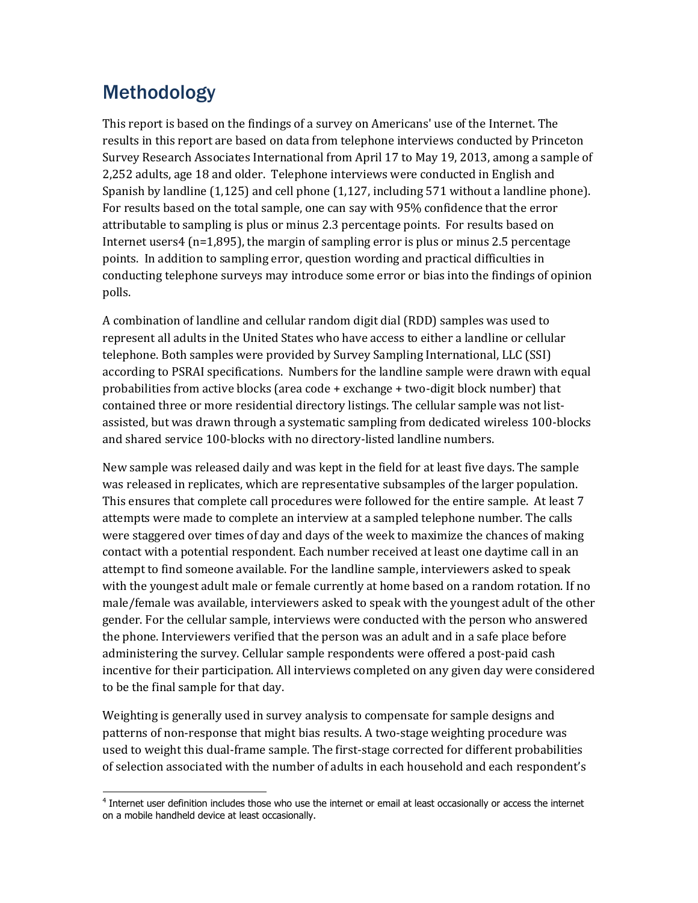# Methodology

This report is based on the findings of a survey on Americans' use of the Internet. The results in this report are based on data from telephone interviews conducted by Princeton Survey Research Associates International from April 17 to May 19, 2013, among a sample of 2,252 adults, age 18 and older. Telephone interviews were conducted in English and Spanish by landline (1,125) and cell phone (1,127, including 571 without a landline phone). For results based on the total sample, one can say with 95% confidence that the error attributable to sampling is plus or minus 2.3 percentage points. For results based on Internet users[4] (n=1,895), the margin of sampling error is plus or minus 2.5 percentage points. In addition to sampling error, question wording and practical difficulties in conducting telephone surveys may introduce some error or bias into the findings of opinion polls.

A combination of landline and cellular random digit dial (RDD) samples was used to represent all adults in the United States who have access to either a landline or cellular telephone. Both samples were provided by Survey Sampling International, LLC (SSI) according to PSRAI specifications. Numbers for the landline sample were drawn with equal probabilities from active blocks (area code + exchange + two-digit block number) that contained three or more residential directory listings. The cellular sample was not list-assisted, but was drawn through a systematic sampling from dedicated wireless 100-blocks and shared service 100-blocks with no directory-listed landline numbers.

New sample was released daily and was kept in the field for at least five days. The sample was released in replicates, which are representative subsamples of the larger population. This ensures that complete call procedures were followed for the entire sample. At least 7 attempts were made to complete an interview at a sampled telephone number. The calls were staggered over times of day and days of the week to maximize the chances of making contact with a potential respondent. Each number received at least one daytime call in an attempt to find someone available. For the landline sample, interviewers asked to speak with the youngest adult male or female currently at home based on a random rotation. If no male/female was available, interviewers asked to speak with the youngest adult of the other gender. For the cellular sample, interviews were conducted with the person who answered the phone. Interviewers verified that the person was an adult and in a safe place before administering the survey. Cellular sample respondents were offered a post-paid cash incentive for their participation. All interviews completed on any given day were considered to be the final sample for that day.

Weighting is generally used in survey analysis to compensate for sample designs and patterns of non-response that might bias results. A two-stage weighting procedure was used to weight this dual-frame sample. The first-stage corrected for different probabilities of selection associated with the number of adults in each household and each respondent's

---

[4] Internet user definition includes those who use the internet or email at least occasionally or access the internet on a mobile handheld device at least occasionally.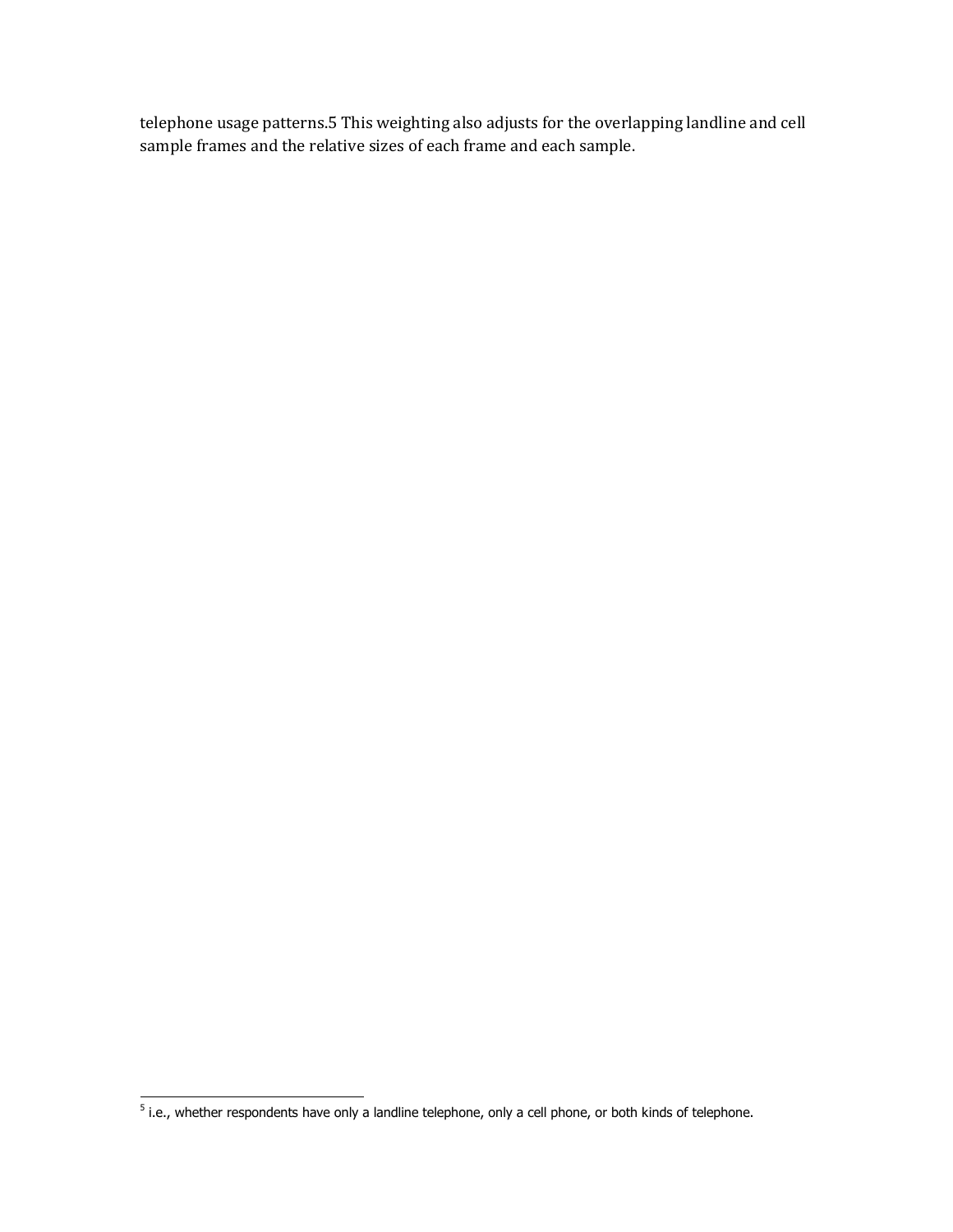telephone usage patterns.[5] This weighting also adjusts for the overlapping landline and cell sample frames and the relative sizes of each frame and each sample.

---

[5] i.e., whether respondents have only a landline telephone, only a cell phone, or both kinds of telephone.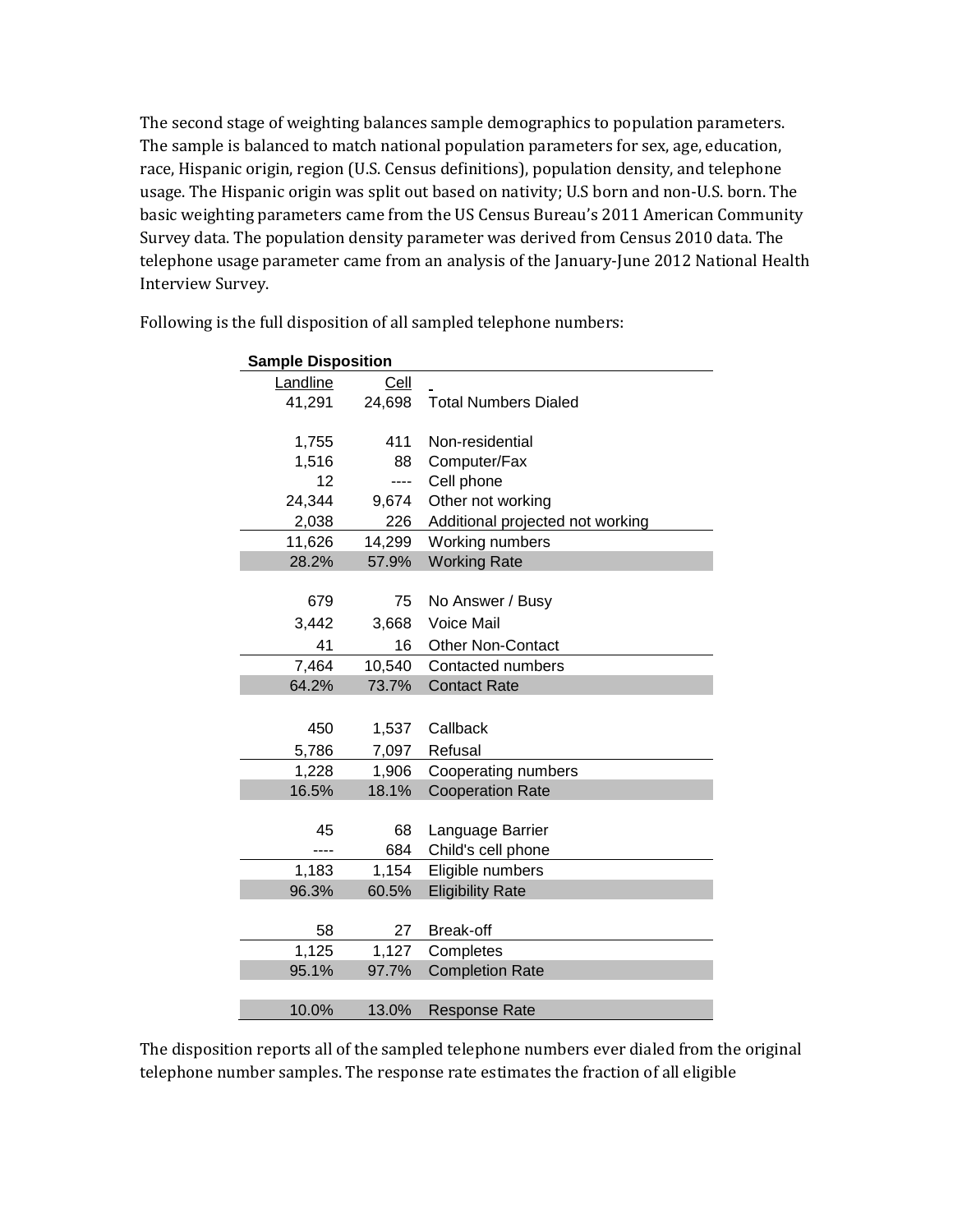The second stage of weighting balances sample demographics to population parameters. The sample is balanced to match national population parameters for sex, age, education, race, Hispanic origin, region (U.S. Census definitions), population density, and telephone usage. The Hispanic origin was split out based on nativity; U.S born and non-U.S. born. The basic weighting parameters came from the US Census Bureau's 2011 American Community Survey data. The population density parameter was derived from Census 2010 data. The telephone usage parameter came from an analysis of the January-June 2012 National Health Interview Survey.

Following is the full disposition of all sampled telephone numbers:

**Sample Disposition**

| Landline | Cell | |
|---|---|---|
| 41,291 | 24,698 | Total Numbers Dialed |
| | | |
| 1,755 | 411 | Non-residential |
| 1,516 | 88 | Computer/Fax |
| 12 | ---- | Cell phone |
| 24,344 | 9,674 | Other not working |
| 2,038 | 226 | Additional projected not working |
| 11,626 | 14,299 | Working numbers |
| 28.2% | 57.9% | Working Rate |
| | | |
| 679 | 75 | No Answer / Busy |
| 3,442 | 3,668 | Voice Mail |
| 41 | 16 | Other Non-Contact |
| 7,464 | 10,540 | Contacted numbers |
| 64.2% | 73.7% | Contact Rate |
| | | |
| 450 | 1,537 | Callback |
| 5,786 | 7,097 | Refusal |
| 1,228 | 1,906 | Cooperating numbers |
| 16.5% | 18.1% | Cooperation Rate |
| | | |
| 45 | 68 | Language Barrier |
| ---- | 684 | Child's cell phone |
| 1,183 | 1,154 | Eligible numbers |
| 96.3% | 60.5% | Eligibility Rate |
| | | |
| 58 | 27 | Break-off |
| 1,125 | 1,127 | Completes |
| 95.1% | 97.7% | Completion Rate |
| | | |
| 10.0% | 13.0% | Response Rate |

The disposition reports all of the sampled telephone numbers ever dialed from the original telephone number samples. The response rate estimates the fraction of all eligible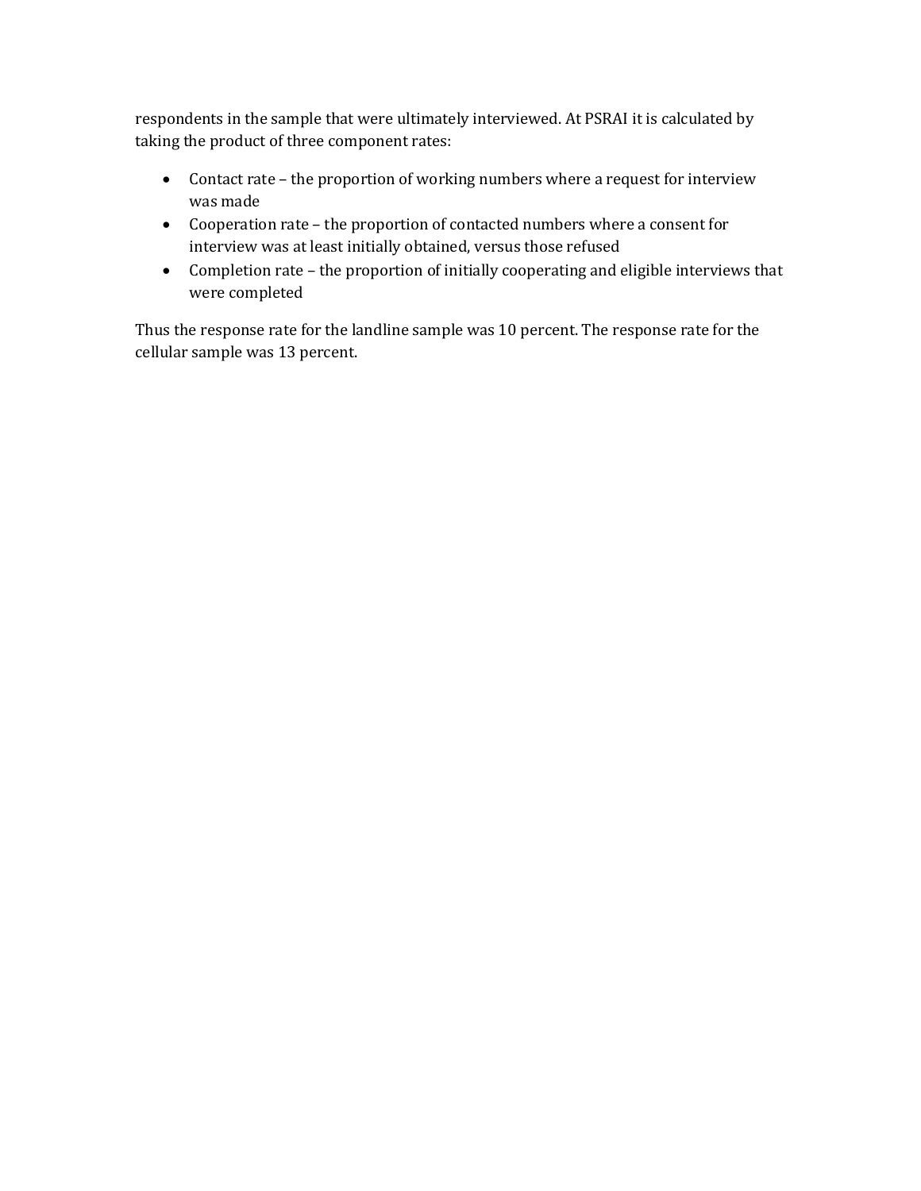respondents in the sample that were ultimately interviewed. At PSRAI it is calculated by taking the product of three component rates:

- Contact rate – the proportion of working numbers where a request for interview was made
- Cooperation rate – the proportion of contacted numbers where a consent for interview was at least initially obtained, versus those refused
- Completion rate – the proportion of initially cooperating and eligible interviews that were completed

Thus the response rate for the landline sample was 10 percent. The response rate for the cellular sample was 13 percent.